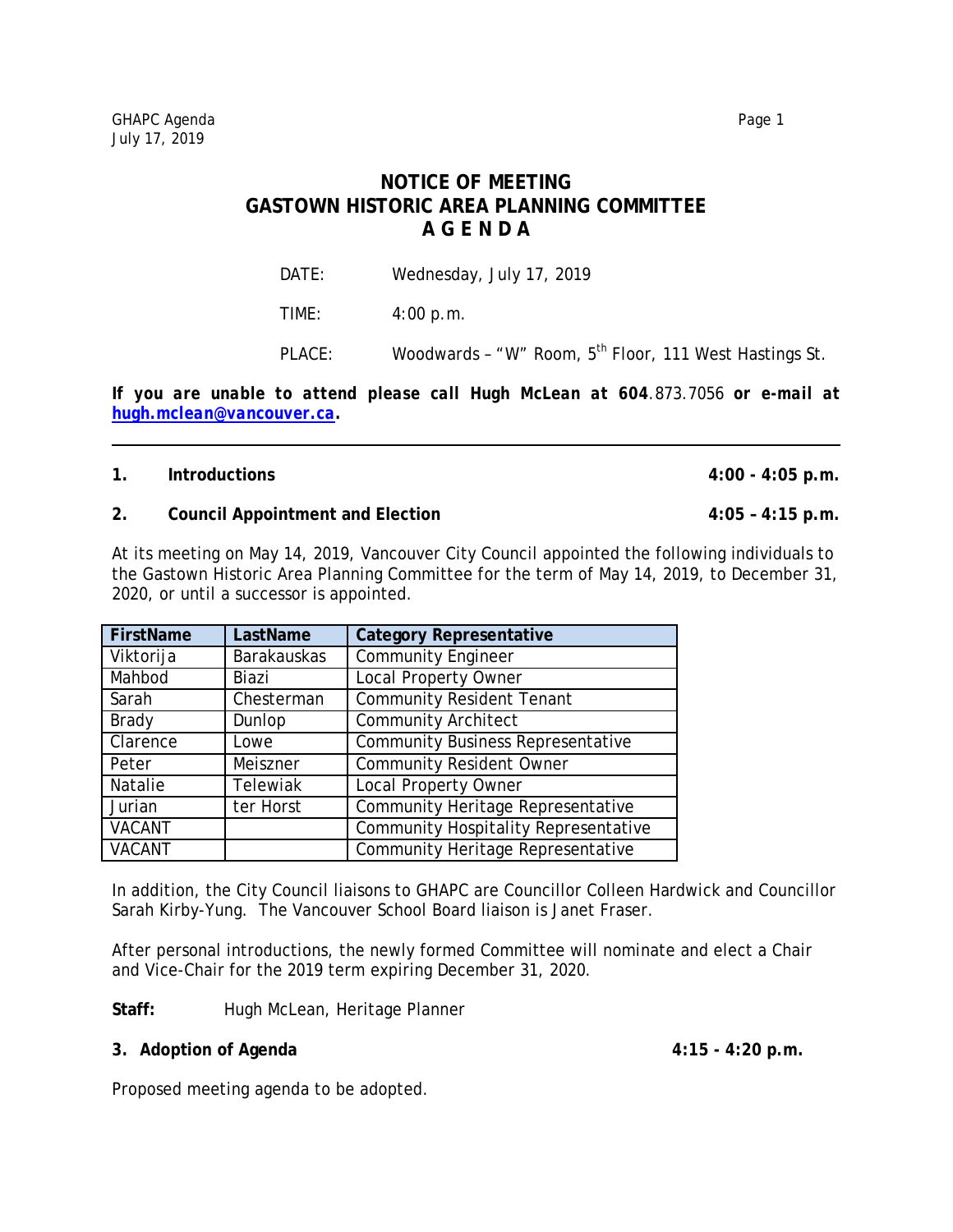# NOTICE OF MEETING
# GASTOWN HISTORIC AREA PLANNING COMMITTEE
# A G E N D A

DATE: Wednesday, July 17, 2019

TIME: 4:00 p.m.

PLACE: Woodwards – "W" Room, 5th Floor, 111 West Hastings St.

***If you are unable to attend please call Hugh McLean at 604.873.7056 or e-mail at [hugh.mclean@vancouver.ca](mailto:hugh.mclean@vancouver.ca).***

---

**1. Introductions** **4:00 - 4:05 p.m.**

**2. Council Appointment and Election** **4:05 – 4:15 p.m.**

At its meeting on May 14, 2019, Vancouver City Council appointed the following individuals to the Gastown Historic Area Planning Committee for the term of May 14, 2019, to December 31, 2020, or until a successor is appointed.

| FirstName | LastName | Category Representative |
|---|---|---|
| Viktorija | Barakauskas | Community Engineer |
| Mahbod | Biazi | Local Property Owner |
| Sarah | Chesterman | Community Resident Tenant |
| Brady | Dunlop | Community Architect |
| Clarence | Lowe | Community Business Representative |
| Peter | Meiszner | Community Resident Owner |
| Natalie | Telewiak | Local Property Owner |
| Jurian | ter Horst | Community Heritage Representative |
| VACANT | | Community Hospitality Representative |
| VACANT | | Community Heritage Representative |

In addition, the City Council liaisons to GHAPC are Councillor Colleen Hardwick and Councillor Sarah Kirby-Yung. The Vancouver School Board liaison is Janet Fraser.

After personal introductions, the newly formed Committee will nominate and elect a Chair and Vice-Chair for the 2019 term expiring December 31, 2020.

**Staff:** Hugh McLean, Heritage Planner

**3. Adoption of Agenda** **4:15 - 4:20 p.m.**

Proposed meeting agenda to be adopted.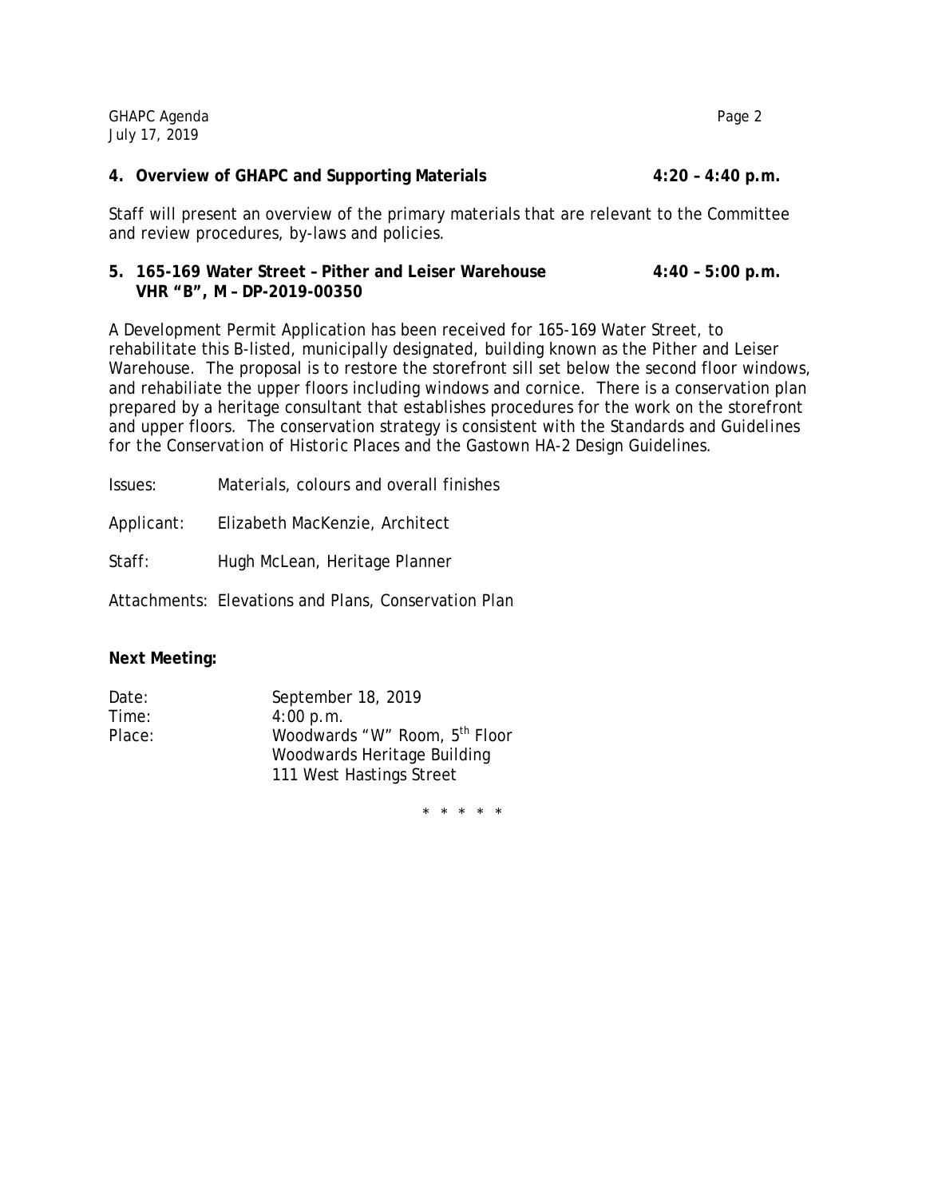**4. Overview of GHAPC and Supporting Materials 4:20 – 4:40 p.m.**

Staff will present an overview of the primary materials that are relevant to the Committee and review procedures, by-laws and policies.

**5. 165-169 Water Street – Pither and Leiser Warehouse 4:40 – 5:00 p.m.**
**VHR "B", M – DP-2019-00350**

A Development Permit Application has been received for 165-169 Water Street, to rehabilitate this B-listed, municipally designated, building known as the Pither and Leiser Warehouse. The proposal is to restore the storefront sill set below the second floor windows, and rehabiliate the upper floors including windows and cornice. There is a conservation plan prepared by a heritage consultant that establishes procedures for the work on the storefront and upper floors. The conservation strategy is consistent with the *Standards and Guidelines for the Conservation of Historic Places* and the Gastown HA-2 Design Guidelines.

Issues: Materials, colours and overall finishes

Applicant: Elizabeth MacKenzie, Architect

Staff: Hugh McLean, Heritage Planner

Attachments: Elevations and Plans, Conservation Plan

**Next Meeting:**

Date: September 18, 2019
Time: 4:00 p.m.
Place: Woodwards "W" Room, 5th Floor
Woodwards Heritage Building
111 West Hastings Street

* * * * *